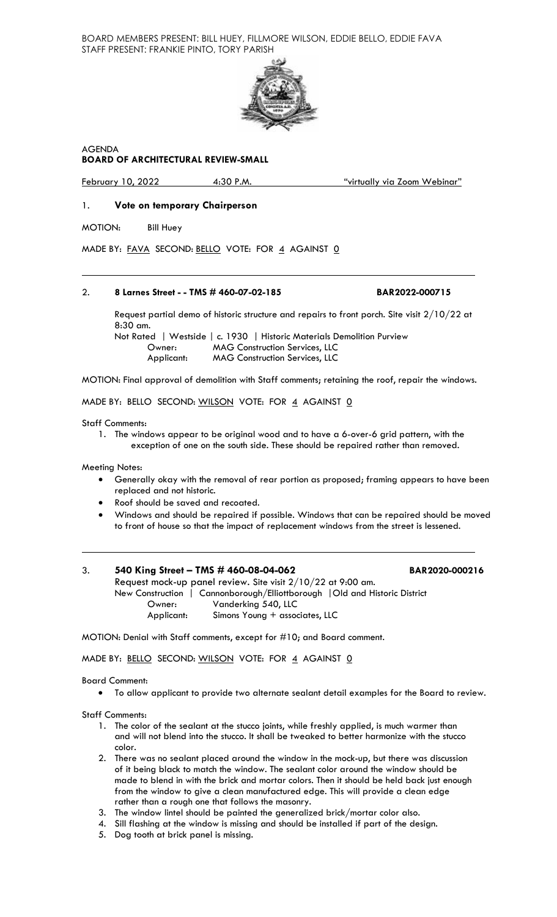BOARD MEMBERS PRESENT: BILL HUEY, FILLMORE WILSON, EDDIE BELLO, EDDIE FAVA
STAFF PRESENT: FRANKIE PINTO, TORY PARISH

AGENDA
**BOARD OF ARCHITECTURAL REVIEW-SMALL**

February 10, 2022 4:30 P.M. "virtually via Zoom Webinar"

1. **Vote on temporary Chairperson**

MOTION: Bill Huey

MADE BY: FAVA SECOND: BELLO VOTE: FOR 4 AGAINST 0

---

2. **8 Larnes Street - - TMS # 460-07-02-185** **BAR2022-000715**

Request partial demo of historic structure and repairs to front porch. Site visit 2/10/22 at 8:30 am.

Not Rated | Westside | c. 1930 | Historic Materials Demolition Purview
Owner: MAG Construction Services, LLC
Applicant: MAG Construction Services, LLC

MOTION: Final approval of demolition with Staff comments; retaining the roof, repair the windows.

MADE BY: BELLO SECOND: WILSON VOTE: FOR 4 AGAINST 0

Staff Comments:

1. The windows appear to be original wood and to have a 6-over-6 grid pattern, with the exception of one on the south side. These should be repaired rather than removed.

Meeting Notes:

- Generally okay with the removal of rear portion as proposed; framing appears to have been replaced and not historic.
- Roof should be saved and recoated.
- Windows and should be repaired if possible. Windows that can be repaired should be moved to front of house so that the impact of replacement windows from the street is lessened.

---

3. **540 King Street – TMS # 460-08-04-062** **BAR2020-000216**

Request mock-up panel review. Site visit 2/10/22 at 9:00 am.
New Construction | Cannonborough/Elliottborough |Old and Historic District
Owner: Vanderking 540, LLC
Applicant: Simons Young + associates, LLC

MOTION: Denial with Staff comments, except for #10; and Board comment.

MADE BY: BELLO SECOND: WILSON VOTE: FOR 4 AGAINST 0

Board Comment:

- To allow applicant to provide two alternate sealant detail examples for the Board to review.

Staff Comments:

1. The color of the sealant at the stucco joints, while freshly applied, is much warmer than and will not blend into the stucco. It shall be tweaked to better harmonize with the stucco color.
2. There was no sealant placed around the window in the mock-up, but there was discussion of it being black to match the window. The sealant color around the window should be made to blend in with the brick and mortar colors. Then it should be held back just enough from the window to give a clean manufactured edge. This will provide a clean edge rather than a rough one that follows the masonry.
3. The window lintel should be painted the generalized brick/mortar color also.
4. Sill flashing at the window is missing and should be installed if part of the design.
5. Dog tooth at brick panel is missing.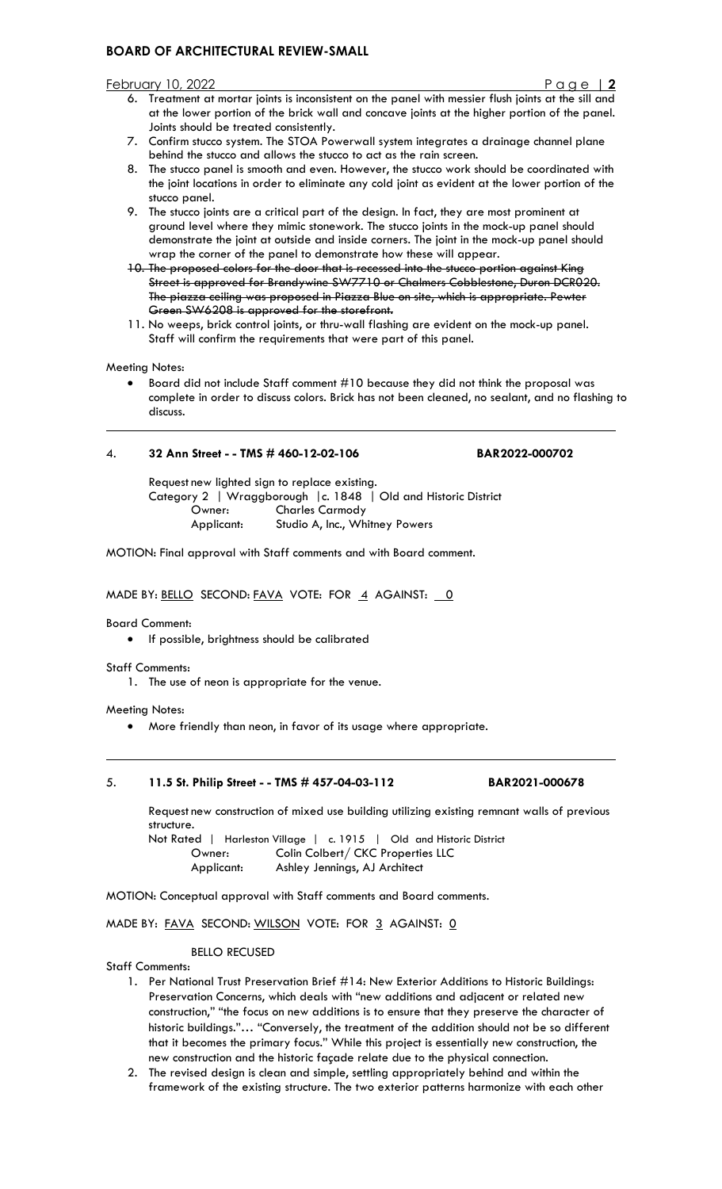6. Treatment at mortar joints is inconsistent on the panel with messier flush joints at the sill and at the lower portion of the brick wall and concave joints at the higher portion of the panel. Joints should be treated consistently.
7. Confirm stucco system. The STOA Powerwall system integrates a drainage channel plane behind the stucco and allows the stucco to act as the rain screen.
8. The stucco panel is smooth and even. However, the stucco work should be coordinated with the joint locations in order to eliminate any cold joint as evident at the lower portion of the stucco panel.
9. The stucco joints are a critical part of the design. In fact, they are most prominent at ground level where they mimic stonework. The stucco joints in the mock-up panel should demonstrate the joint at outside and inside corners. The joint in the mock-up panel should wrap the corner of the panel to demonstrate how these will appear.
10. ~~The proposed colors for the door that is recessed into the stucco portion against King Street is approved for Brandywine SW7710 or Chalmers Cobblestone, Duron DCR020. The piazza ceiling was proposed in Piazza Blue on site, which is appropriate. Pewter Green SW6208 is approved for the storefront.~~
11. No weeps, brick control joints, or thru-wall flashing are evident on the mock-up panel. Staff will confirm the requirements that were part of this panel.

Meeting Notes:

- Board did not include Staff comment #10 because they did not think the proposal was complete in order to discuss colors. Brick has not been cleaned, no sealant, and no flashing to discuss.

---

## 4. **32 Ann Street - - TMS # 460-12-02-106** **BAR2022-000702**

Request new lighted sign to replace existing.
Category 2 | Wraggborough | c. 1848 | Old and Historic District
Owner: Charles Carmody
Applicant: Studio A, Inc., Whitney Powers

MOTION: Final approval with Staff comments and with Board comment.

MADE BY: BELLO SECOND: FAVA VOTE: FOR 4 AGAINST: 0

Board Comment:

- If possible, brightness should be calibrated

Staff Comments:

1. The use of neon is appropriate for the venue.

Meeting Notes:

- More friendly than neon, in favor of its usage where appropriate.

---

## 5. **11.5 St. Philip Street - - TMS # 457-04-03-112** **BAR2021-000678**

Request new construction of mixed use building utilizing existing remnant walls of previous structure.
Not Rated | Harleston Village | c. 1915 | Old and Historic District
Owner: Colin Colbert/ CKC Properties LLC
Applicant: Ashley Jennings, AJ Architect

MOTION: Conceptual approval with Staff comments and Board comments.

MADE BY: FAVA SECOND: WILSON VOTE: FOR 3 AGAINST: 0

BELLO RECUSED

Staff Comments:

1. Per National Trust Preservation Brief #14: New Exterior Additions to Historic Buildings: Preservation Concerns, which deals with "new additions and adjacent or related new construction," "the focus on new additions is to ensure that they preserve the character of historic buildings."… "Conversely, the treatment of the addition should not be so different that it becomes the primary focus." While this project is essentially new construction, the new construction and the historic façade relate due to the physical connection.
2. The revised design is clean and simple, settling appropriately behind and within the framework of the existing structure. The two exterior patterns harmonize with each other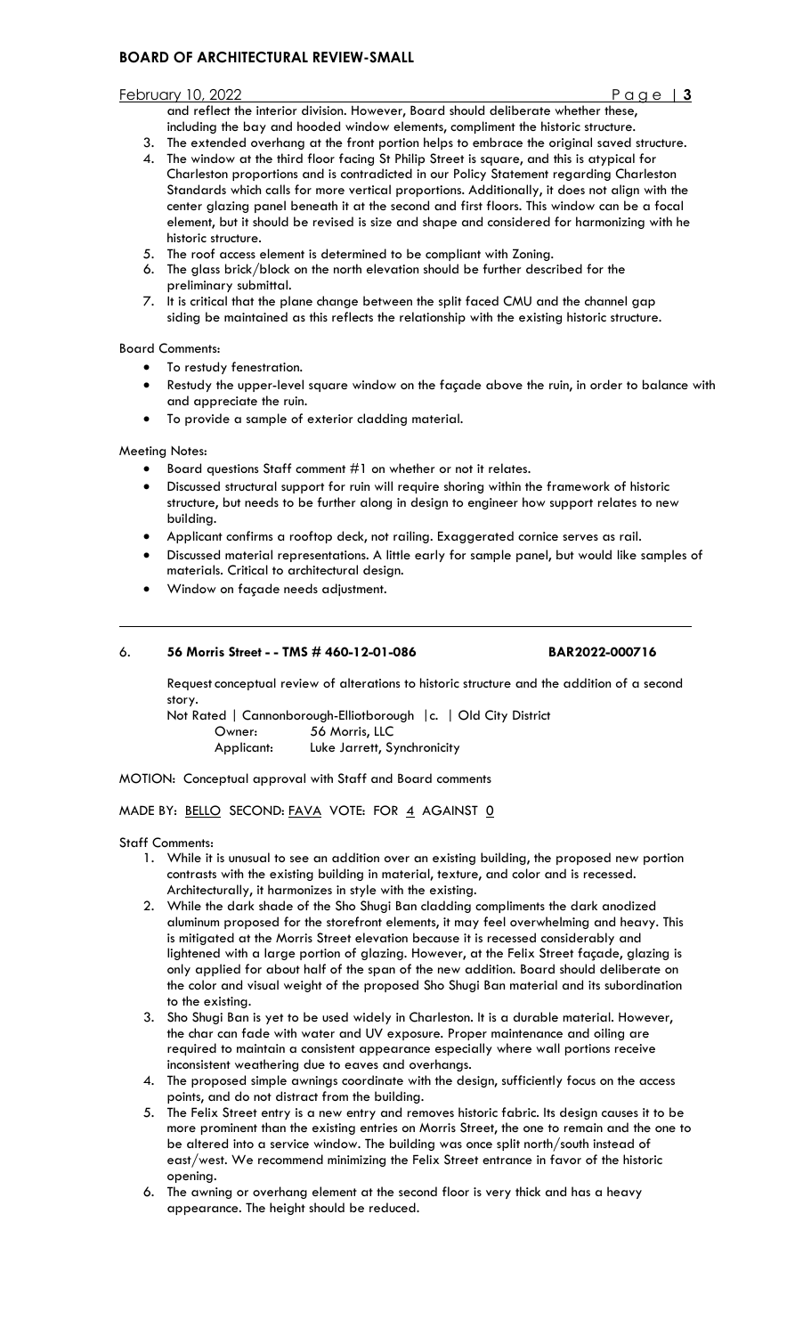and reflect the interior division. However, Board should deliberate whether these, including the bay and hooded window elements, compliment the historic structure.

3. The extended overhang at the front portion helps to embrace the original saved structure.
4. The window at the third floor facing St Philip Street is square, and this is atypical for Charleston proportions and is contradicted in our Policy Statement regarding Charleston Standards which calls for more vertical proportions. Additionally, it does not align with the center glazing panel beneath it at the second and first floors. This window can be a focal element, but it should be revised is size and shape and considered for harmonizing with he historic structure.
5. The roof access element is determined to be compliant with Zoning.
6. The glass brick/block on the north elevation should be further described for the preliminary submittal.
7. It is critical that the plane change between the split faced CMU and the channel gap siding be maintained as this reflects the relationship with the existing historic structure.

Board Comments:

- To restudy fenestration.
- Restudy the upper-level square window on the façade above the ruin, in order to balance with and appreciate the ruin.
- To provide a sample of exterior cladding material.

Meeting Notes:

- Board questions Staff comment #1 on whether or not it relates.
- Discussed structural support for ruin will require shoring within the framework of historic structure, but needs to be further along in design to engineer how support relates to new building.
- Applicant confirms a rooftop deck, not railing. Exaggerated cornice serves as rail.
- Discussed material representations. A little early for sample panel, but would like samples of materials. Critical to architectural design.
- Window on façade needs adjustment.

---

6. **56 Morris Street - - TMS # 460-12-01-086** **BAR2022-000716**

Request conceptual review of alterations to historic structure and the addition of a second story.

Not Rated | Cannonborough-Elliotborough |c. | Old City District

Owner: 56 Morris, LLC

Applicant: Luke Jarrett, Synchronicity

MOTION: Conceptual approval with Staff and Board comments

MADE BY: BELLO SECOND: FAVA VOTE: FOR 4 AGAINST 0

Staff Comments:

1. While it is unusual to see an addition over an existing building, the proposed new portion contrasts with the existing building in material, texture, and color and is recessed. Architecturally, it harmonizes in style with the existing.
2. While the dark shade of the Sho Shugi Ban cladding compliments the dark anodized aluminum proposed for the storefront elements, it may feel overwhelming and heavy. This is mitigated at the Morris Street elevation because it is recessed considerably and lightened with a large portion of glazing. However, at the Felix Street façade, glazing is only applied for about half of the span of the new addition. Board should deliberate on the color and visual weight of the proposed Sho Shugi Ban material and its subordination to the existing.
3. Sho Shugi Ban is yet to be used widely in Charleston. It is a durable material. However, the char can fade with water and UV exposure. Proper maintenance and oiling are required to maintain a consistent appearance especially where wall portions receive inconsistent weathering due to eaves and overhangs.
4. The proposed simple awnings coordinate with the design, sufficiently focus on the access points, and do not distract from the building.
5. The Felix Street entry is a new entry and removes historic fabric. Its design causes it to be more prominent than the existing entries on Morris Street, the one to remain and the one to be altered into a service window. The building was once split north/south instead of east/west. We recommend minimizing the Felix Street entrance in favor of the historic opening.
6. The awning or overhang element at the second floor is very thick and has a heavy appearance. The height should be reduced.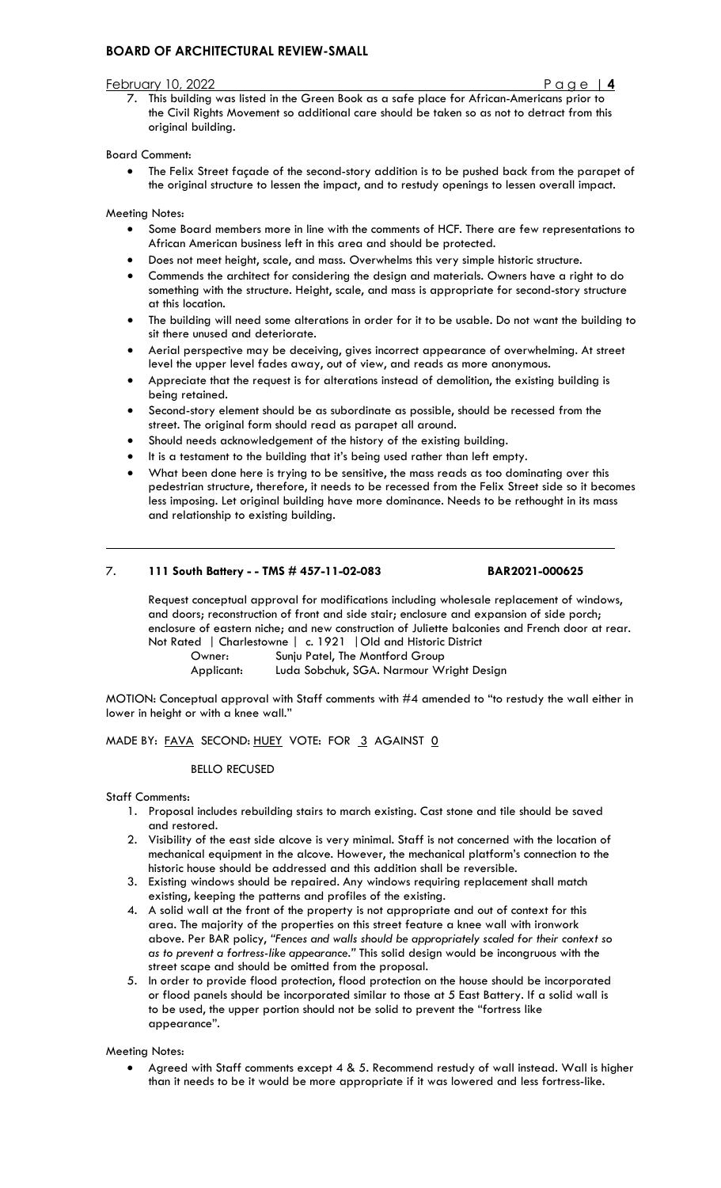7. This building was listed in the Green Book as a safe place for African-Americans prior to the Civil Rights Movement so additional care should be taken so as not to detract from this original building.

Board Comment:

- The Felix Street façade of the second-story addition is to be pushed back from the parapet of the original structure to lessen the impact, and to restudy openings to lessen overall impact.

Meeting Notes:

- Some Board members more in line with the comments of HCF. There are few representations to African American business left in this area and should be protected.
- Does not meet height, scale, and mass. Overwhelms this very simple historic structure.
- Commends the architect for considering the design and materials. Owners have a right to do something with the structure. Height, scale, and mass is appropriate for second-story structure at this location.
- The building will need some alterations in order for it to be usable. Do not want the building to sit there unused and deteriorate.
- Aerial perspective may be deceiving, gives incorrect appearance of overwhelming. At street level the upper level fades away, out of view, and reads as more anonymous.
- Appreciate that the request is for alterations instead of demolition, the existing building is being retained.
- Second-story element should be as subordinate as possible, should be recessed from the street. The original form should read as parapet all around.
- Should needs acknowledgement of the history of the existing building.
- It is a testament to the building that it's being used rather than left empty.
- What been done here is trying to be sensitive, the mass reads as too dominating over this pedestrian structure, therefore, it needs to be recessed from the Felix Street side so it becomes less imposing. Let original building have more dominance. Needs to be rethought in its mass and relationship to existing building.

---

7. **111 South Battery - - TMS # 457-11-02-083** **BAR2021-000625**

Request conceptual approval for modifications including wholesale replacement of windows, and doors; reconstruction of front and side stair; enclosure and expansion of side porch; enclosure of eastern niche; and new construction of Juliette balconies and French door at rear.
Not Rated | Charlestowne | c. 1921 | Old and Historic District

Owner: Sunju Patel, The Montford Group
Applicant: Luda Sobchuk, SGA. Narmour Wright Design

MOTION: Conceptual approval with Staff comments with #4 amended to "to restudy the wall either in lower in height or with a knee wall."

MADE BY: FAVA SECOND: HUEY VOTE: FOR 3 AGAINST 0

BELLO RECUSED

Staff Comments:

1. Proposal includes rebuilding stairs to march existing. Cast stone and tile should be saved and restored.
2. Visibility of the east side alcove is very minimal. Staff is not concerned with the location of mechanical equipment in the alcove. However, the mechanical platform's connection to the historic house should be addressed and this addition shall be reversible.
3. Existing windows should be repaired. Any windows requiring replacement shall match existing, keeping the patterns and profiles of the existing.
4. A solid wall at the front of the property is not appropriate and out of context for this area. The majority of the properties on this street feature a knee wall with ironwork above. Per BAR policy, *"Fences and walls should be appropriately scaled for their context so as to prevent a fortress-like appearance."* This solid design would be incongruous with the street scape and should be omitted from the proposal.
5. In order to provide flood protection, flood protection on the house should be incorporated or flood panels should be incorporated similar to those at 5 East Battery. If a solid wall is to be used, the upper portion should not be solid to prevent the "fortress like appearance".

Meeting Notes:

- Agreed with Staff comments except 4 & 5. Recommend restudy of wall instead. Wall is higher than it needs to be it would be more appropriate if it was lowered and less fortress-like.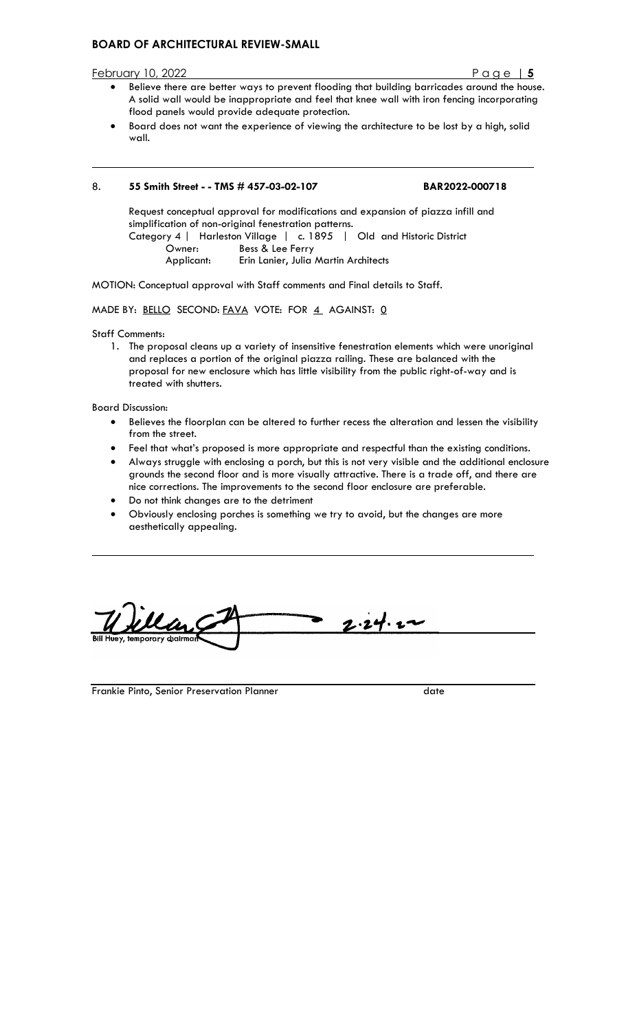- Believe there are better ways to prevent flooding that building barricades around the house. A solid wall would be inappropriate and feel that knee wall with iron fencing incorporating flood panels would provide adequate protection.
- Board does not want the experience of viewing the architecture to be lost by a high, solid wall.

---

8. **55 Smith Street - - TMS # 457-03-02-107** **BAR2022-000718**

Request conceptual approval for modifications and expansion of piazza infill and simplification of non-original fenestration patterns.

Category 4 | Harleston Village | c. 1895 | Old and Historic District

Owner: Bess & Lee Ferry

Applicant: Erin Lanier, Julia Martin Architects

MOTION: Conceptual approval with Staff comments and Final details to Staff.

MADE BY: BELLO SECOND: FAVA VOTE: FOR 4 AGAINST: 0

Staff Comments:

1. The proposal cleans up a variety of insensitive fenestration elements which were unoriginal and replaces a portion of the original piazza railing. These are balanced with the proposal for new enclosure which has little visibility from the public right-of-way and is treated with shutters.

Board Discussion:

- Believes the floorplan can be altered to further recess the alteration and lessen the visibility from the street.
- Feel that what's proposed is more appropriate and respectful than the existing conditions.
- Always struggle with enclosing a porch, but this is not very visible and the additional enclosure grounds the second floor and is more visually attractive. There is a trade off, and there are nice corrections. The improvements to the second floor enclosure are preferable.
- Do not think changes are to the detriment
- Obviously enclosing porches is something we try to avoid, but the changes are more aesthetically appealing.

---

Bill Huey, temporary chairman 2.24.22

Frankie Pinto, Senior Preservation Planner date